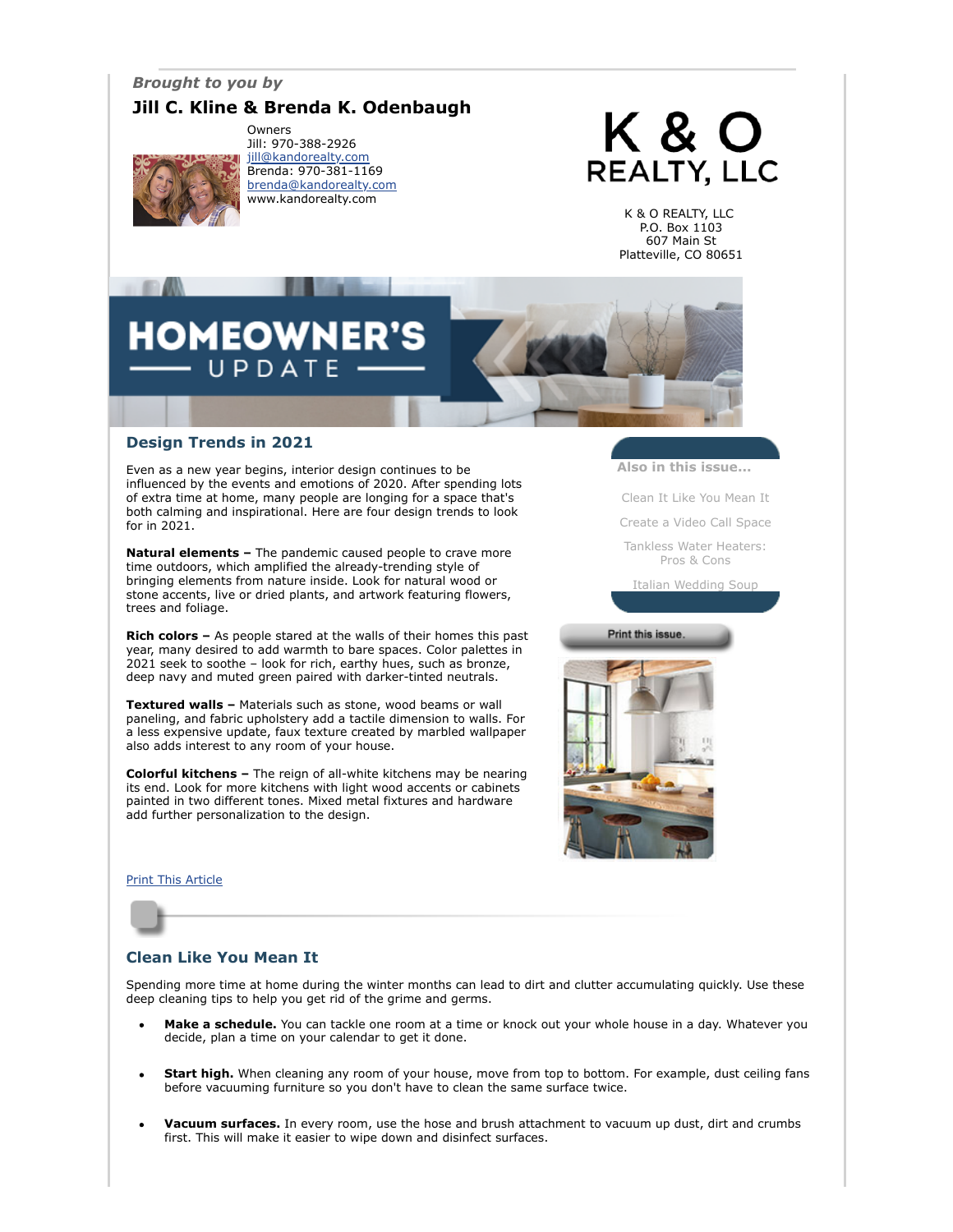*Brought to you by*

**Jill C. Kline & Brenda K. Odenbaugh**

Owners
Jill: 970-388-2926
jill@kandorealty.com
Brenda: 970-381-1169
brenda@kandorealty.com
www.kandorealty.com

K & O REALTY, LLC

K & O REALTY, LLC
P.O. Box 1103
607 Main St
Platteville, CO 80651

# HOMEOWNER'S UPDATE

## Design Trends in 2021

Even as a new year begins, interior design continues to be influenced by the events and emotions of 2020. After spending lots of extra time at home, many people are longing for a space that's both calming and inspirational. Here are four design trends to look for in 2021.

**Natural elements –** The pandemic caused people to crave more time outdoors, which amplified the already-trending style of bringing elements from nature inside. Look for natural wood or stone accents, live or dried plants, and artwork featuring flowers, trees and foliage.

**Rich colors –** As people stared at the walls of their homes this past year, many desired to add warmth to bare spaces. Color palettes in 2021 seek to soothe – look for rich, earthy hues, such as bronze, deep navy and muted green paired with darker-tinted neutrals.

**Textured walls –** Materials such as stone, wood beams or wall paneling, and fabric upholstery add a tactile dimension to walls. For a less expensive update, faux texture created by marbled wallpaper also adds interest to any room of your house.

**Colorful kitchens –** The reign of all-white kitchens may be nearing its end. Look for more kitchens with light wood accents or cabinets painted in two different tones. Mixed metal fixtures and hardware add further personalization to the design.

**Also in this issue...**

- Clean It Like You Mean It
- Create a Video Call Space
- Tankless Water Heaters: Pros & Cons
- Italian Wedding Soup

Print this issue.

Print This Article

## Clean Like You Mean It

Spending more time at home during the winter months can lead to dirt and clutter accumulating quickly. Use these deep cleaning tips to help you get rid of the grime and germs.

- **Make a schedule.** You can tackle one room at a time or knock out your whole house in a day. Whatever you decide, plan a time on your calendar to get it done.
- **Start high.** When cleaning any room of your house, move from top to bottom. For example, dust ceiling fans before vacuuming furniture so you don't have to clean the same surface twice.
- **Vacuum surfaces.** In every room, use the hose and brush attachment to vacuum up dust, dirt and crumbs first. This will make it easier to wipe down and disinfect surfaces.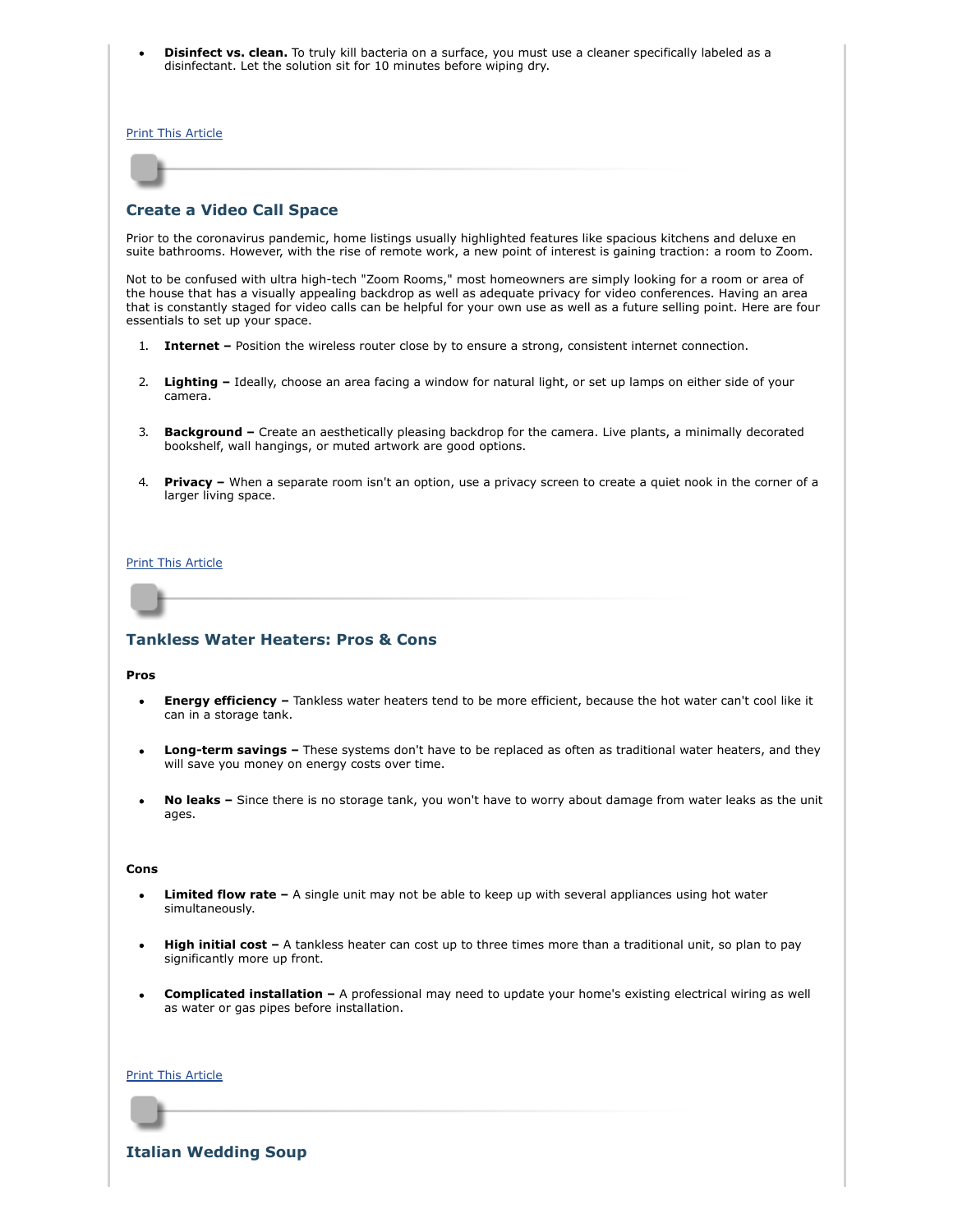- **Disinfect vs. clean.** To truly kill bacteria on a surface, you must use a cleaner specifically labeled as a disinfectant. Let the solution sit for 10 minutes before wiping dry.

Print This Article

## Create a Video Call Space

Prior to the coronavirus pandemic, home listings usually highlighted features like spacious kitchens and deluxe en suite bathrooms. However, with the rise of remote work, a new point of interest is gaining traction: a room to Zoom.

Not to be confused with ultra high-tech "Zoom Rooms," most homeowners are simply looking for a room or area of the house that has a visually appealing backdrop as well as adequate privacy for video conferences. Having an area that is constantly staged for video calls can be helpful for your own use as well as a future selling point. Here are four essentials to set up your space.

1. **Internet –** Position the wireless router close by to ensure a strong, consistent internet connection.
2. **Lighting –** Ideally, choose an area facing a window for natural light, or set up lamps on either side of your camera.
3. **Background –** Create an aesthetically pleasing backdrop for the camera. Live plants, a minimally decorated bookshelf, wall hangings, or muted artwork are good options.
4. **Privacy –** When a separate room isn't an option, use a privacy screen to create a quiet nook in the corner of a larger living space.

Print This Article

## Tankless Water Heaters: Pros & Cons

**Pros**

- **Energy efficiency –** Tankless water heaters tend to be more efficient, because the hot water can't cool like it can in a storage tank.
- **Long-term savings –** These systems don't have to be replaced as often as traditional water heaters, and they will save you money on energy costs over time.
- **No leaks –** Since there is no storage tank, you won't have to worry about damage from water leaks as the unit ages.

**Cons**

- **Limited flow rate –** A single unit may not be able to keep up with several appliances using hot water simultaneously.
- **High initial cost –** A tankless heater can cost up to three times more than a traditional unit, so plan to pay significantly more up front.
- **Complicated installation –** A professional may need to update your home's existing electrical wiring as well as water or gas pipes before installation.

Print This Article

## Italian Wedding Soup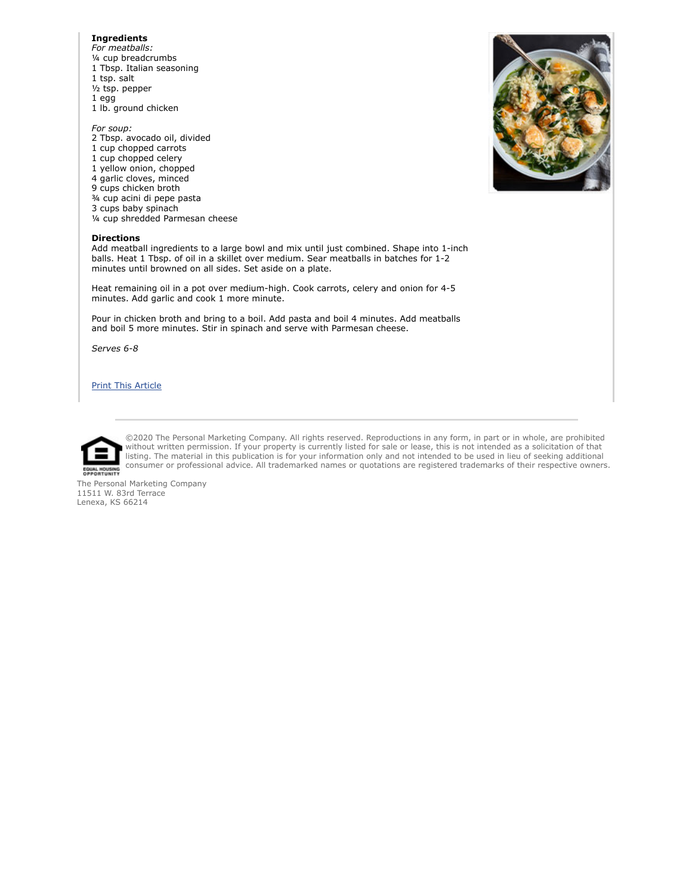**Ingredients**

*For meatballs:*

¼ cup breadcrumbs
1 Tbsp. Italian seasoning
1 tsp. salt
½ tsp. pepper
1 egg
1 lb. ground chicken

*For soup:*

2 Tbsp. avocado oil, divided
1 cup chopped carrots
1 cup chopped celery
1 yellow onion, chopped
4 garlic cloves, minced
9 cups chicken broth
¾ cup acini di pepe pasta
3 cups baby spinach
¼ cup shredded Parmesan cheese

**Directions**

Add meatball ingredients to a large bowl and mix until just combined. Shape into 1-inch balls. Heat 1 Tbsp. of oil in a skillet over medium. Sear meatballs in batches for 1-2 minutes until browned on all sides. Set aside on a plate.

Heat remaining oil in a pot over medium-high. Cook carrots, celery and onion for 4-5 minutes. Add garlic and cook 1 more minute.

Pour in chicken broth and bring to a boil. Add pasta and boil 4 minutes. Add meatballs and boil 5 more minutes. Stir in spinach and serve with Parmesan cheese.

*Serves 6-8*

Print This Article

©2020 The Personal Marketing Company. All rights reserved. Reproductions in any form, in part or in whole, are prohibited without written permission. If your property is currently listed for sale or lease, this is not intended as a solicitation of that listing. The material in this publication is for your information only and not intended to be used in lieu of seeking additional consumer or professional advice. All trademarked names or quotations are registered trademarks of their respective owners.

The Personal Marketing Company
11511 W. 83rd Terrace
Lenexa, KS 66214